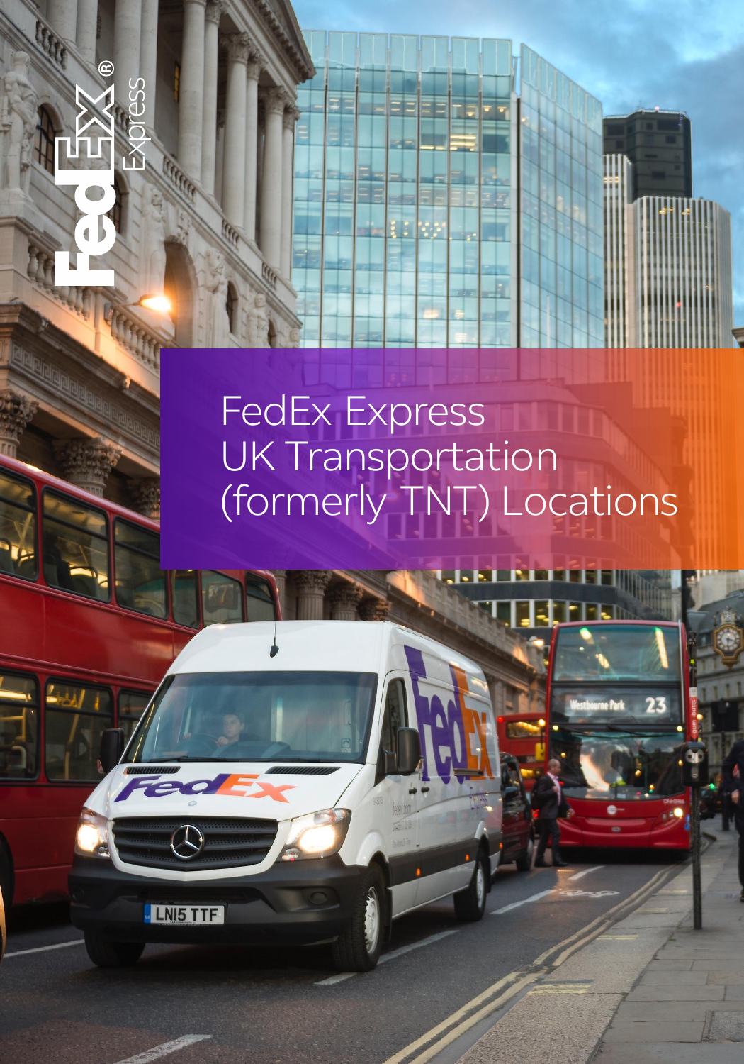FedEx Express

# FedEx Express UK Transportation (formerly TNT) Locations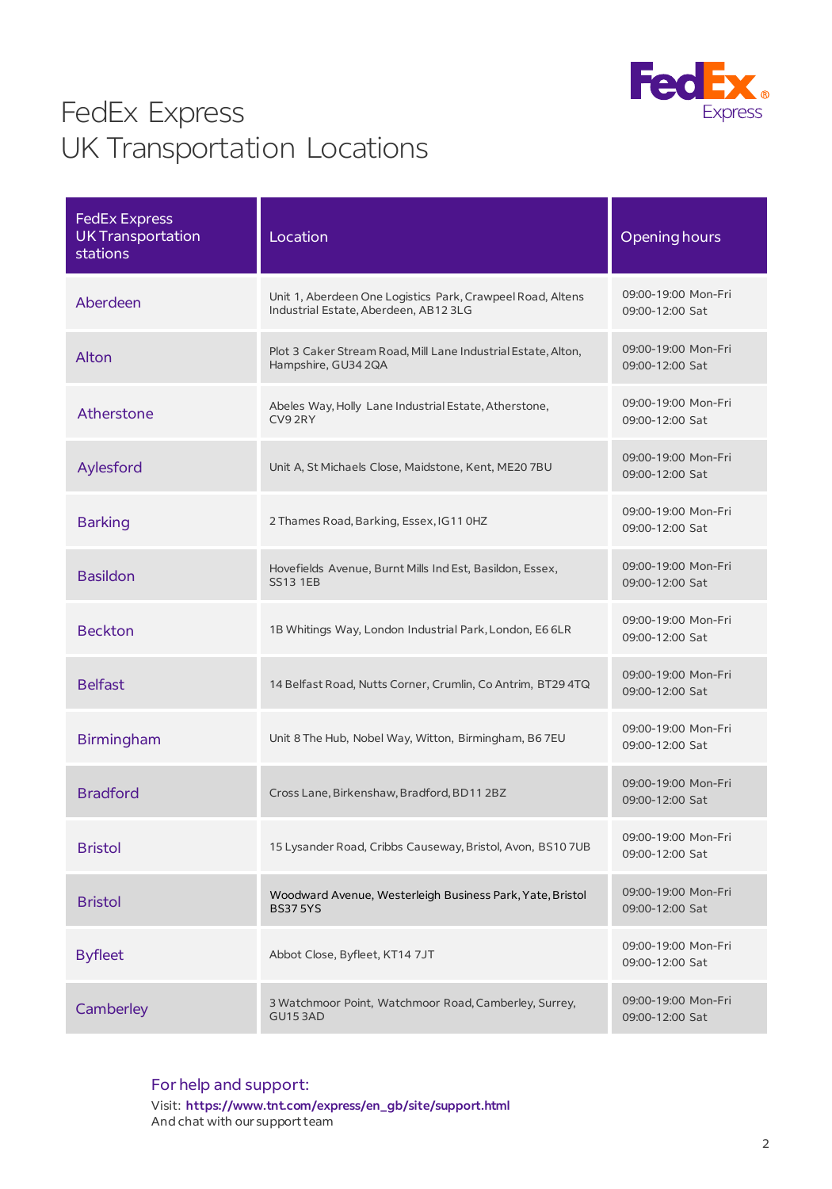# FedEx Express
# UK Transportation Locations

| FedEx Express UK Transportation stations | Location | Opening hours |
|---|---|---|
| Aberdeen | Unit 1, Aberdeen One Logistics Park, Crawpeel Road, Altens Industrial Estate, Aberdeen, AB12 3LG | 09:00-19:00 Mon-Fri<br>09:00-12:00 Sat |
| Alton | Plot 3 Caker Stream Road, Mill Lane Industrial Estate, Alton, Hampshire, GU34 2QA | 09:00-19:00 Mon-Fri<br>09:00-12:00 Sat |
| Atherstone | Abeles Way, Holly Lane Industrial Estate, Atherstone, CV9 2RY | 09:00-19:00 Mon-Fri<br>09:00-12:00 Sat |
| Aylesford | Unit A, St Michaels Close, Maidstone, Kent, ME20 7BU | 09:00-19:00 Mon-Fri<br>09:00-12:00 Sat |
| Barking | 2 Thames Road, Barking, Essex, IG11 0HZ | 09:00-19:00 Mon-Fri<br>09:00-12:00 Sat |
| Basildon | Hovefields Avenue, Burnt Mills Ind Est, Basildon, Essex, SS13 1EB | 09:00-19:00 Mon-Fri<br>09:00-12:00 Sat |
| Beckton | 1B Whitings Way, London Industrial Park, London, E6 6LR | 09:00-19:00 Mon-Fri<br>09:00-12:00 Sat |
| Belfast | 14 Belfast Road, Nutts Corner, Crumlin, Co Antrim, BT29 4TQ | 09:00-19:00 Mon-Fri<br>09:00-12:00 Sat |
| Birmingham | Unit 8 The Hub, Nobel Way, Witton, Birmingham, B6 7EU | 09:00-19:00 Mon-Fri<br>09:00-12:00 Sat |
| Bradford | Cross Lane, Birkenshaw, Bradford, BD11 2BZ | 09:00-19:00 Mon-Fri<br>09:00-12:00 Sat |
| Bristol | 15 Lysander Road, Cribbs Causeway, Bristol, Avon, BS10 7UB | 09:00-19:00 Mon-Fri<br>09:00-12:00 Sat |
| Bristol | Woodward Avenue, Westerleigh Business Park, Yate, Bristol BS37 5YS | 09:00-19:00 Mon-Fri<br>09:00-12:00 Sat |
| Byfleet | Abbot Close, Byfleet, KT14 7JT | 09:00-19:00 Mon-Fri<br>09:00-12:00 Sat |
| Camberley | 3 Watchmoor Point, Watchmoor Road, Camberley, Surrey, GU15 3AD | 09:00-19:00 Mon-Fri<br>09:00-12:00 Sat |

For help and support:

Visit: **https://www.tnt.com/express/en_gb/site/support.html**
And chat with our support team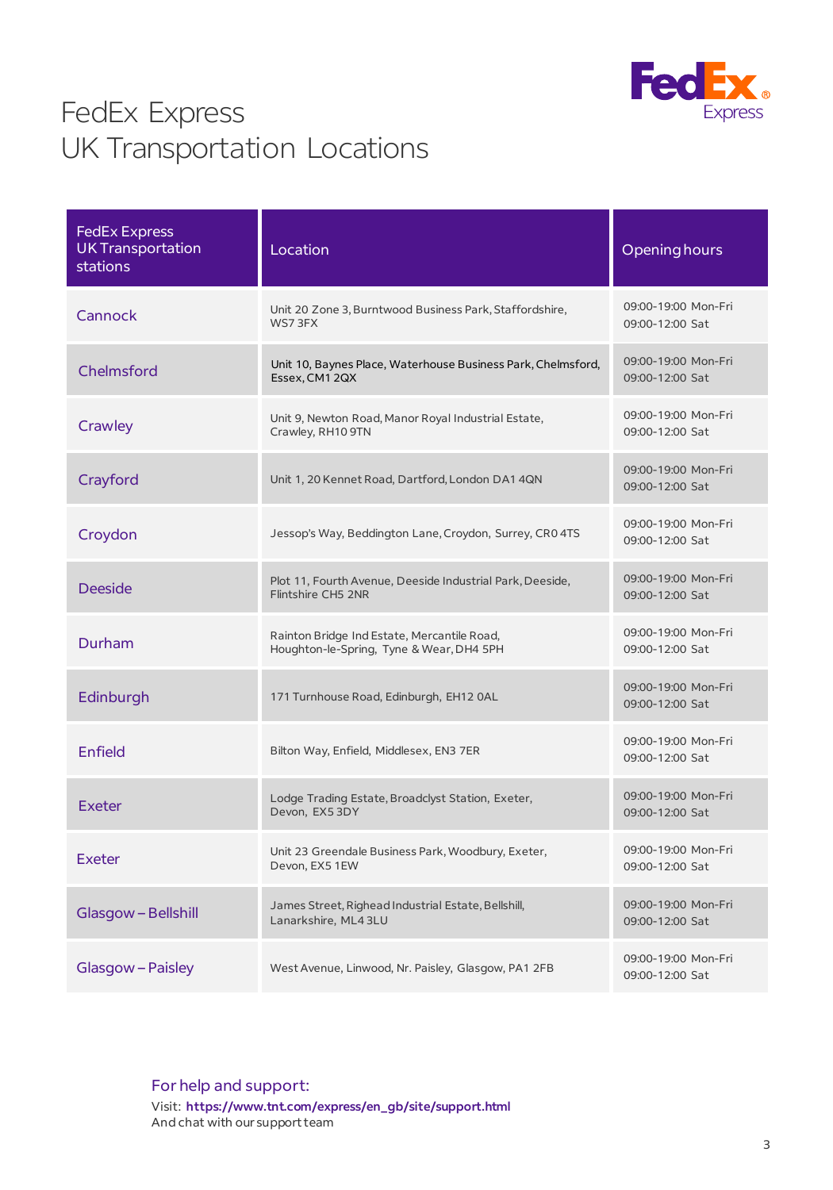# FedEx Express
# UK Transportation Locations

| FedEx Express UK Transportation stations | Location | Opening hours |
|---|---|---|
| Cannock | Unit 20 Zone 3, Burntwood Business Park, Staffordshire, WS7 3FX | 09:00-19:00 Mon-Fri<br>09:00-12:00 Sat |
| Chelmsford | Unit 10, Baynes Place, Waterhouse Business Park, Chelmsford, Essex, CM1 2QX | 09:00-19:00 Mon-Fri<br>09:00-12:00 Sat |
| Crawley | Unit 9, Newton Road, Manor Royal Industrial Estate, Crawley, RH10 9TN | 09:00-19:00 Mon-Fri<br>09:00-12:00 Sat |
| Crayford | Unit 1, 20 Kennet Road, Dartford, London DA1 4QN | 09:00-19:00 Mon-Fri<br>09:00-12:00 Sat |
| Croydon | Jessop's Way, Beddington Lane, Croydon, Surrey, CR0 4TS | 09:00-19:00 Mon-Fri<br>09:00-12:00 Sat |
| Deeside | Plot 11, Fourth Avenue, Deeside Industrial Park, Deeside, Flintshire CH5 2NR | 09:00-19:00 Mon-Fri<br>09:00-12:00 Sat |
| Durham | Rainton Bridge Ind Estate, Mercantile Road, Houghton-le-Spring, Tyne & Wear, DH4 5PH | 09:00-19:00 Mon-Fri<br>09:00-12:00 Sat |
| Edinburgh | 171 Turnhouse Road, Edinburgh, EH12 0AL | 09:00-19:00 Mon-Fri<br>09:00-12:00 Sat |
| Enfield | Bilton Way, Enfield, Middlesex, EN3 7ER | 09:00-19:00 Mon-Fri<br>09:00-12:00 Sat |
| Exeter | Lodge Trading Estate, Broadclyst Station, Exeter, Devon, EX5 3DY | 09:00-19:00 Mon-Fri<br>09:00-12:00 Sat |
| Exeter | Unit 23 Greendale Business Park, Woodbury, Exeter, Devon, EX5 1EW | 09:00-19:00 Mon-Fri<br>09:00-12:00 Sat |
| Glasgow – Bellshill | James Street, Righead Industrial Estate, Bellshill, Lanarkshire, ML4 3LU | 09:00-19:00 Mon-Fri<br>09:00-12:00 Sat |
| Glasgow – Paisley | West Avenue, Linwood, Nr. Paisley, Glasgow, PA1 2FB | 09:00-19:00 Mon-Fri<br>09:00-12:00 Sat |

For help and support:

Visit: **https://www.tnt.com/express/en_gb/site/support.html**
And chat with our support team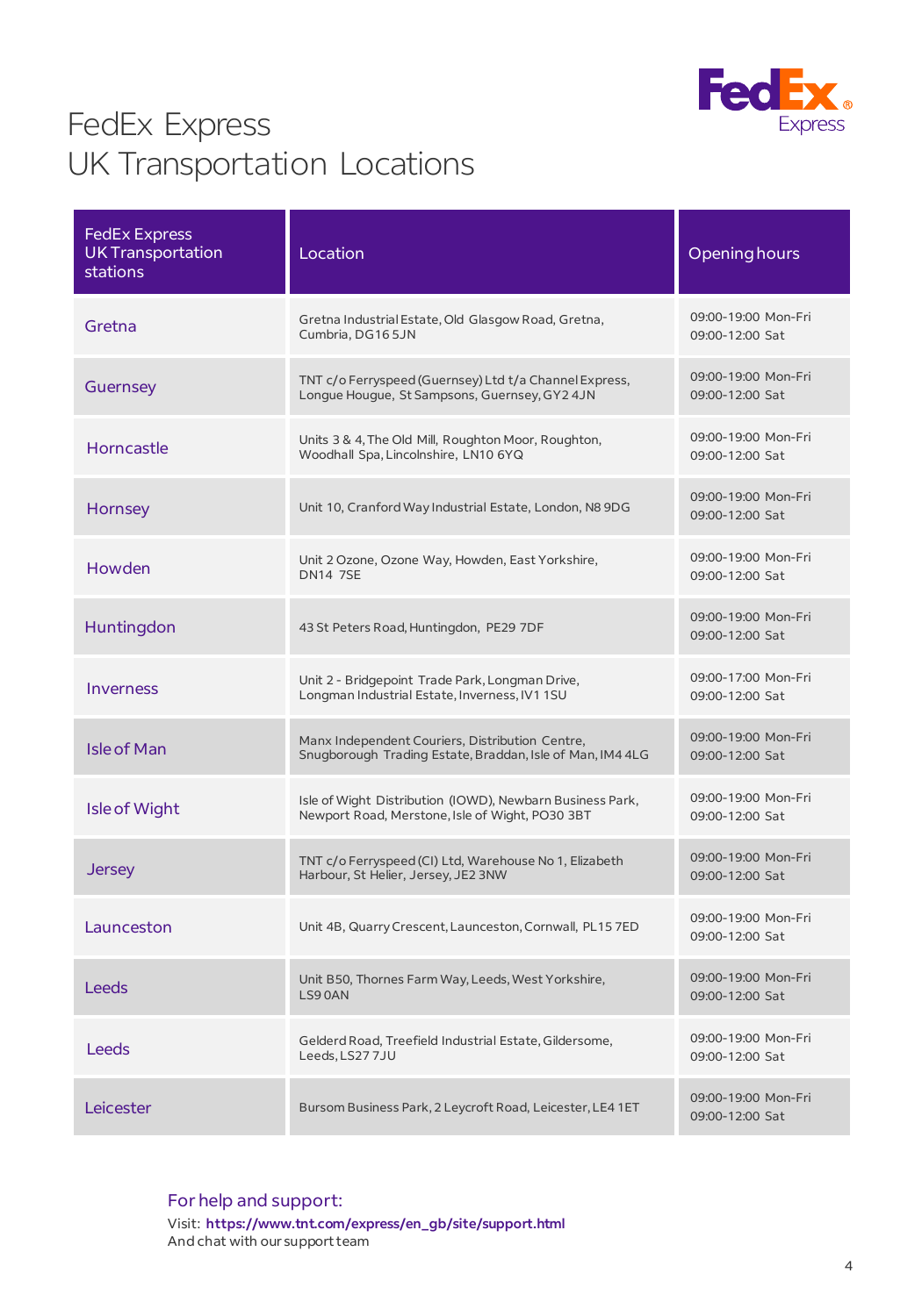# FedEx Express
# UK Transportation Locations

| FedEx Express UK Transportation stations | Location | Opening hours |
|---|---|---|
| Gretna | Gretna Industrial Estate, Old Glasgow Road, Gretna, Cumbria, DG16 5JN | 09:00-19:00 Mon-Fri<br>09:00-12:00 Sat |
| Guernsey | TNT c/o Ferryspeed (Guernsey) Ltd t/a Channel Express, Longue Hougue, St Sampsons, Guernsey, GY2 4JN | 09:00-19:00 Mon-Fri<br>09:00-12:00 Sat |
| Horncastle | Units 3 & 4, The Old Mill, Roughton Moor, Roughton, Woodhall Spa, Lincolnshire, LN10 6YQ | 09:00-19:00 Mon-Fri<br>09:00-12:00 Sat |
| Hornsey | Unit 10, Cranford Way Industrial Estate, London, N8 9DG | 09:00-19:00 Mon-Fri<br>09:00-12:00 Sat |
| Howden | Unit 2 Ozone, Ozone Way, Howden, East Yorkshire, DN14 7SE | 09:00-19:00 Mon-Fri<br>09:00-12:00 Sat |
| Huntingdon | 43 St Peters Road, Huntingdon, PE29 7DF | 09:00-19:00 Mon-Fri<br>09:00-12:00 Sat |
| Inverness | Unit 2 - Bridgepoint Trade Park, Longman Drive, Longman Industrial Estate, Inverness, IV1 1SU | 09:00-17:00 Mon-Fri<br>09:00-12:00 Sat |
| Isle of Man | Manx Independent Couriers, Distribution Centre, Snugborough Trading Estate, Braddan, Isle of Man, IM4 4LG | 09:00-19:00 Mon-Fri<br>09:00-12:00 Sat |
| Isle of Wight | Isle of Wight Distribution (IOWD), Newbarn Business Park, Newport Road, Merstone, Isle of Wight, PO30 3BT | 09:00-19:00 Mon-Fri<br>09:00-12:00 Sat |
| Jersey | TNT c/o Ferryspeed (CI) Ltd, Warehouse No 1, Elizabeth Harbour, St Helier, Jersey, JE2 3NW | 09:00-19:00 Mon-Fri<br>09:00-12:00 Sat |
| Launceston | Unit 4B, Quarry Crescent, Launceston, Cornwall, PL15 7ED | 09:00-19:00 Mon-Fri<br>09:00-12:00 Sat |
| Leeds | Unit B50, Thornes Farm Way, Leeds, West Yorkshire, LS9 0AN | 09:00-19:00 Mon-Fri<br>09:00-12:00 Sat |
| Leeds | Gelderd Road, Treefield Industrial Estate, Gildersome, Leeds, LS27 7JU | 09:00-19:00 Mon-Fri<br>09:00-12:00 Sat |
| Leicester | Bursom Business Park, 2 Leycroft Road, Leicester, LE4 1ET | 09:00-19:00 Mon-Fri<br>09:00-12:00 Sat |

For help and support:

Visit: **https://www.tnt.com/express/en_gb/site/support.html**
And chat with our support team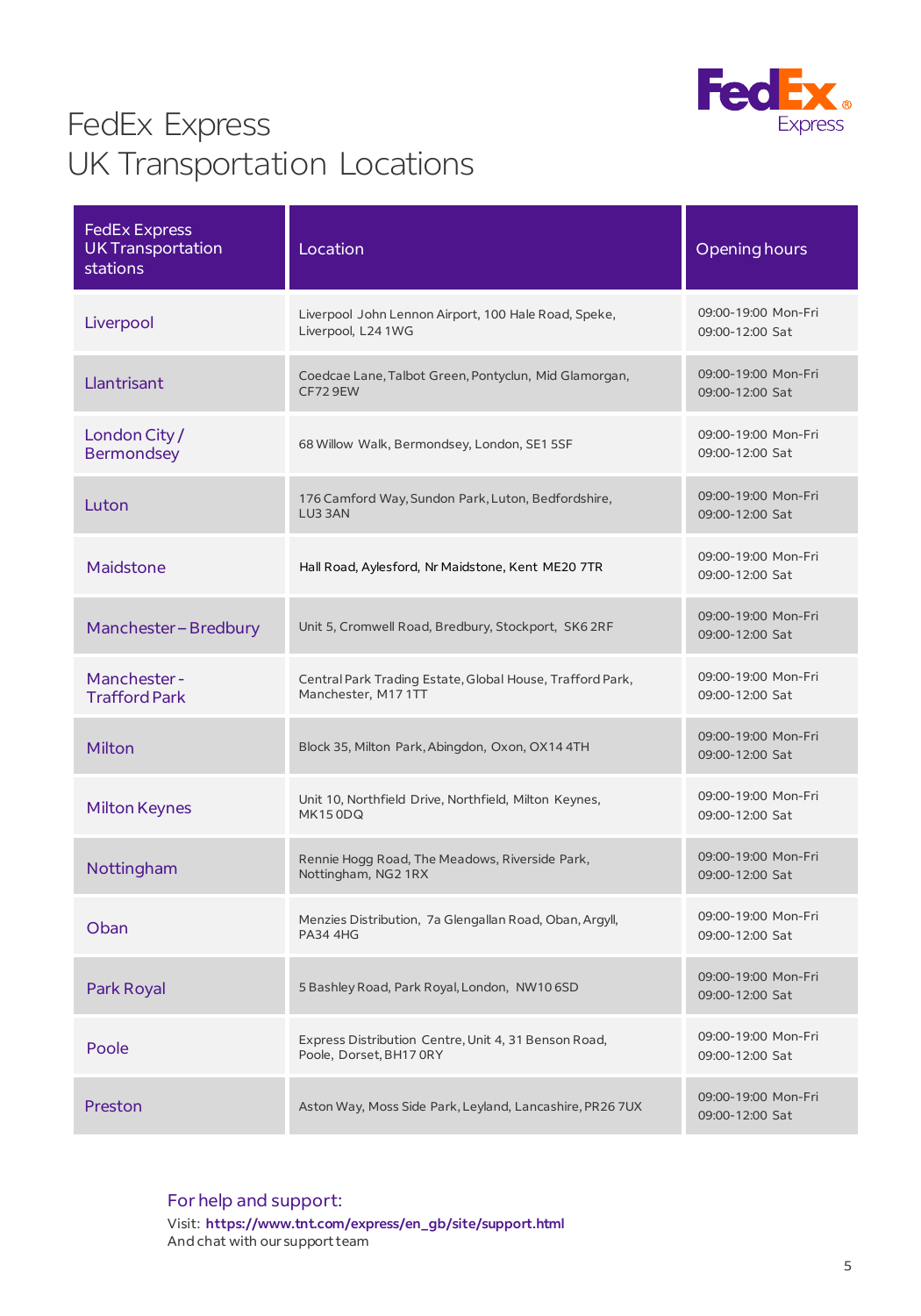# FedEx Express
# UK Transportation Locations

| FedEx Express UK Transportation stations | Location | Opening hours |
|---|---|---|
| Liverpool | Liverpool John Lennon Airport, 100 Hale Road, Speke, Liverpool, L24 1WG | 09:00-19:00 Mon-Fri<br>09:00-12:00 Sat |
| Llantrisant | Coedcae Lane, Talbot Green, Pontyclun, Mid Glamorgan, CF72 9EW | 09:00-19:00 Mon-Fri<br>09:00-12:00 Sat |
| London City / Bermondsey | 68 Willow Walk, Bermondsey, London, SE1 5SF | 09:00-19:00 Mon-Fri<br>09:00-12:00 Sat |
| Luton | 176 Camford Way, Sundon Park, Luton, Bedfordshire, LU3 3AN | 09:00-19:00 Mon-Fri<br>09:00-12:00 Sat |
| Maidstone | Hall Road, Aylesford, Nr Maidstone, Kent ME20 7TR | 09:00-19:00 Mon-Fri<br>09:00-12:00 Sat |
| Manchester – Bredbury | Unit 5, Cromwell Road, Bredbury, Stockport, SK6 2RF | 09:00-19:00 Mon-Fri<br>09:00-12:00 Sat |
| Manchester - Trafford Park | Central Park Trading Estate, Global House, Trafford Park, Manchester, M17 1TT | 09:00-19:00 Mon-Fri<br>09:00-12:00 Sat |
| Milton | Block 35, Milton Park, Abingdon, Oxon, OX14 4TH | 09:00-19:00 Mon-Fri<br>09:00-12:00 Sat |
| Milton Keynes | Unit 10, Northfield Drive, Northfield, Milton Keynes, MK15 0DQ | 09:00-19:00 Mon-Fri<br>09:00-12:00 Sat |
| Nottingham | Rennie Hogg Road, The Meadows, Riverside Park, Nottingham, NG2 1RX | 09:00-19:00 Mon-Fri<br>09:00-12:00 Sat |
| Oban | Menzies Distribution, 7a Glengallan Road, Oban, Argyll, PA34 4HG | 09:00-19:00 Mon-Fri<br>09:00-12:00 Sat |
| Park Royal | 5 Bashley Road, Park Royal, London, NW10 6SD | 09:00-19:00 Mon-Fri<br>09:00-12:00 Sat |
| Poole | Express Distribution Centre, Unit 4, 31 Benson Road, Poole, Dorset, BH17 0RY | 09:00-19:00 Mon-Fri<br>09:00-12:00 Sat |
| Preston | Aston Way, Moss Side Park, Leyland, Lancashire, PR26 7UX | 09:00-19:00 Mon-Fri<br>09:00-12:00 Sat |

For help and support:

Visit: **https://www.tnt.com/express/en_gb/site/support.html**
And chat with our support team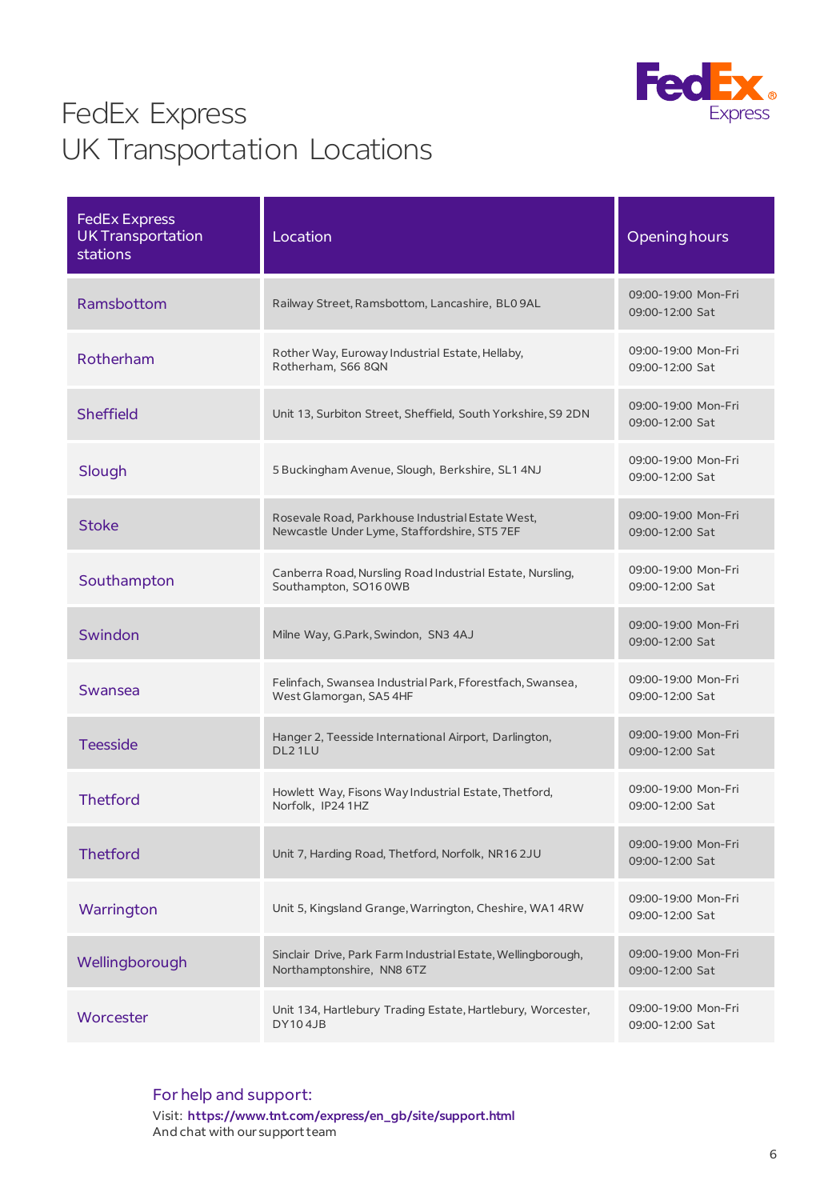# FedEx Express
# UK Transportation Locations

| FedEx Express UK Transportation stations | Location | Opening hours |
|---|---|---|
| Ramsbottom | Railway Street, Ramsbottom, Lancashire, BL0 9AL | 09:00-19:00 Mon-Fri<br>09:00-12:00 Sat |
| Rotherham | Rother Way, Euroway Industrial Estate, Hellaby, Rotherham, S66 8QN | 09:00-19:00 Mon-Fri<br>09:00-12:00 Sat |
| Sheffield | Unit 13, Surbiton Street, Sheffield, South Yorkshire, S9 2DN | 09:00-19:00 Mon-Fri<br>09:00-12:00 Sat |
| Slough | 5 Buckingham Avenue, Slough, Berkshire, SL1 4NJ | 09:00-19:00 Mon-Fri<br>09:00-12:00 Sat |
| Stoke | Rosevale Road, Parkhouse Industrial Estate West, Newcastle Under Lyme, Staffordshire, ST5 7EF | 09:00-19:00 Mon-Fri<br>09:00-12:00 Sat |
| Southampton | Canberra Road, Nursling Road Industrial Estate, Nursling, Southampton, SO16 0WB | 09:00-19:00 Mon-Fri<br>09:00-12:00 Sat |
| Swindon | Milne Way, G.Park, Swindon, SN3 4AJ | 09:00-19:00 Mon-Fri<br>09:00-12:00 Sat |
| Swansea | Felinfach, Swansea Industrial Park, Fforestfach, Swansea, West Glamorgan, SA5 4HF | 09:00-19:00 Mon-Fri<br>09:00-12:00 Sat |
| Teesside | Hanger 2, Teesside International Airport, Darlington, DL2 1LU | 09:00-19:00 Mon-Fri<br>09:00-12:00 Sat |
| Thetford | Howlett Way, Fisons Way Industrial Estate, Thetford, Norfolk, IP24 1HZ | 09:00-19:00 Mon-Fri<br>09:00-12:00 Sat |
| Thetford | Unit 7, Harding Road, Thetford, Norfolk, NR16 2JU | 09:00-19:00 Mon-Fri<br>09:00-12:00 Sat |
| Warrington | Unit 5, Kingsland Grange, Warrington, Cheshire, WA1 4RW | 09:00-19:00 Mon-Fri<br>09:00-12:00 Sat |
| Wellingborough | Sinclair Drive, Park Farm Industrial Estate, Wellingborough, Northamptonshire, NN8 6TZ | 09:00-19:00 Mon-Fri<br>09:00-12:00 Sat |
| Worcester | Unit 134, Hartlebury Trading Estate, Hartlebury, Worcester, DY10 4JB | 09:00-19:00 Mon-Fri<br>09:00-12:00 Sat |

## For help and support:

Visit: **https://www.tnt.com/express/en_gb/site/support.html**
And chat with our support team